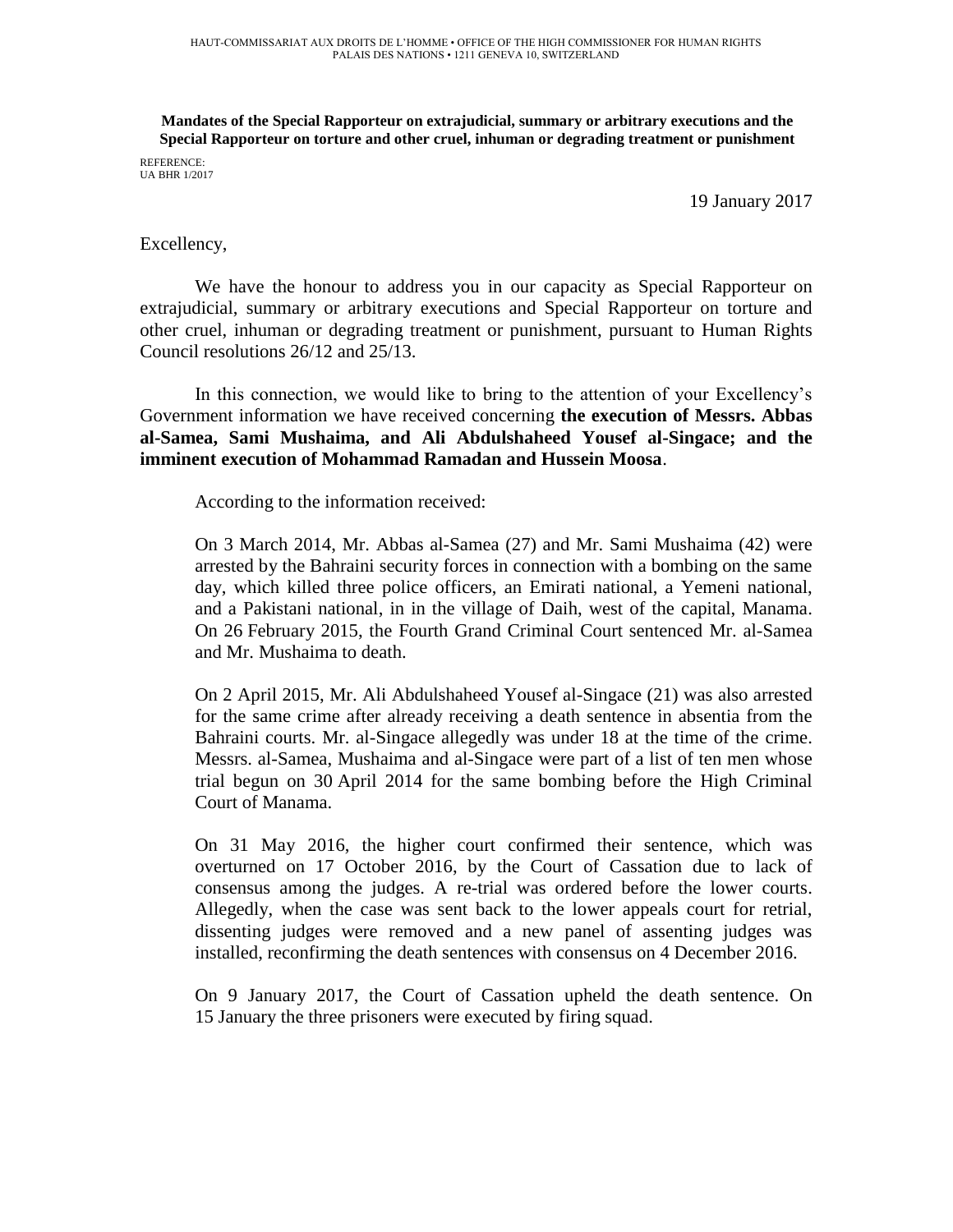HAUT-COMMISSARIAT AUX DROITS DE L'HOMME • OFFICE OF THE HIGH COMMISSIONER FOR HUMAN RIGHTS
PALAIS DES NATIONS • 1211 GENEVA 10, SWITZERLAND

**Mandates of the Special Rapporteur on extrajudicial, summary or arbitrary executions and the Special Rapporteur on torture and other cruel, inhuman or degrading treatment or punishment**

REFERENCE:
UA BHR 1/2017

19 January 2017

Excellency,

We have the honour to address you in our capacity as Special Rapporteur on extrajudicial, summary or arbitrary executions and Special Rapporteur on torture and other cruel, inhuman or degrading treatment or punishment, pursuant to Human Rights Council resolutions 26/12 and 25/13.

In this connection, we would like to bring to the attention of your Excellency's Government information we have received concerning **the execution of Messrs. Abbas al-Samea, Sami Mushaima, and Ali Abdulshaheed Yousef al-Singace; and the imminent execution of Mohammad Ramadan and Hussein Moosa**.

According to the information received:

> On 3 March 2014, Mr. Abbas al-Samea (27) and Mr. Sami Mushaima (42) were arrested by the Bahraini security forces in connection with a bombing on the same day, which killed three police officers, an Emirati national, a Yemeni national, and a Pakistani national, in in the village of Daih, west of the capital, Manama. On 26 February 2015, the Fourth Grand Criminal Court sentenced Mr. al-Samea and Mr. Mushaima to death.
>
> On 2 April 2015, Mr. Ali Abdulshaheed Yousef al-Singace (21) was also arrested for the same crime after already receiving a death sentence in absentia from the Bahraini courts. Mr. al-Singace allegedly was under 18 at the time of the crime. Messrs. al-Samea, Mushaima and al-Singace were part of a list of ten men whose trial begun on 30 April 2014 for the same bombing before the High Criminal Court of Manama.
>
> On 31 May 2016, the higher court confirmed their sentence, which was overturned on 17 October 2016, by the Court of Cassation due to lack of consensus among the judges. A re-trial was ordered before the lower courts. Allegedly, when the case was sent back to the lower appeals court for retrial, dissenting judges were removed and a new panel of assenting judges was installed, reconfirming the death sentences with consensus on 4 December 2016.
>
> On 9 January 2017, the Court of Cassation upheld the death sentence. On 15 January the three prisoners were executed by firing squad.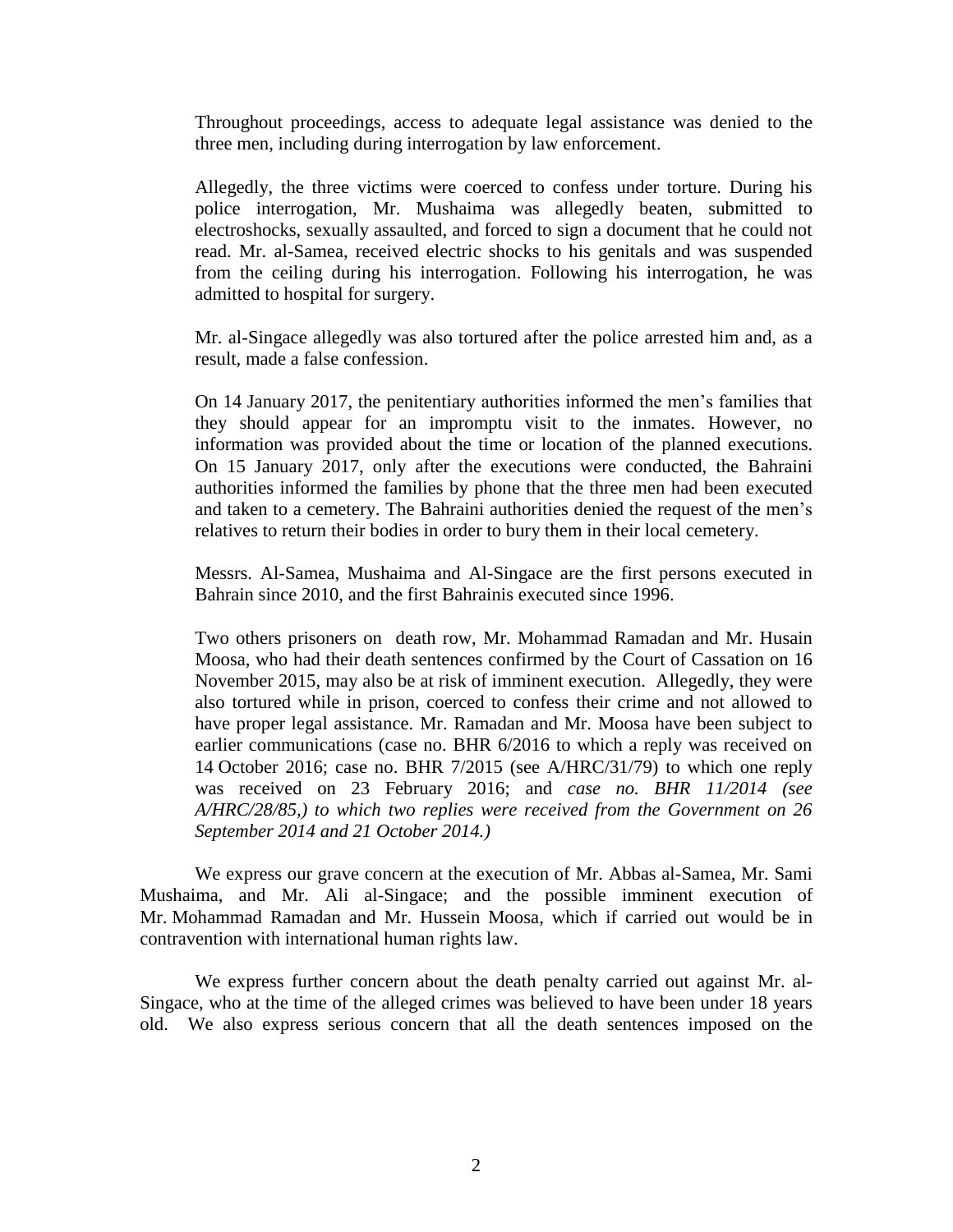Throughout proceedings, access to adequate legal assistance was denied to the three men, including during interrogation by law enforcement.

Allegedly, the three victims were coerced to confess under torture. During his police interrogation, Mr. Mushaima was allegedly beaten, submitted to electroshocks, sexually assaulted, and forced to sign a document that he could not read. Mr. al-Samea, received electric shocks to his genitals and was suspended from the ceiling during his interrogation. Following his interrogation, he was admitted to hospital for surgery.

Mr. al-Singace allegedly was also tortured after the police arrested him and, as a result, made a false confession.

On 14 January 2017, the penitentiary authorities informed the men's families that they should appear for an impromptu visit to the inmates. However, no information was provided about the time or location of the planned executions. On 15 January 2017, only after the executions were conducted, the Bahraini authorities informed the families by phone that the three men had been executed and taken to a cemetery. The Bahraini authorities denied the request of the men's relatives to return their bodies in order to bury them in their local cemetery.

Messrs. Al-Samea, Mushaima and Al-Singace are the first persons executed in Bahrain since 2010, and the first Bahrainis executed since 1996.

Two others prisoners on death row, Mr. Mohammad Ramadan and Mr. Husain Moosa, who had their death sentences confirmed by the Court of Cassation on 16 November 2015, may also be at risk of imminent execution. Allegedly, they were also tortured while in prison, coerced to confess their crime and not allowed to have proper legal assistance. Mr. Ramadan and Mr. Moosa have been subject to earlier communications (case no. BHR 6/2016 to which a reply was received on 14 October 2016; case no. BHR 7/2015 (see A/HRC/31/79) to which one reply was received on 23 February 2016; and *case no. BHR 11/2014 (see A/HRC/28/85,) to which two replies were received from the Government on 26 September 2014 and 21 October 2014.)*

We express our grave concern at the execution of Mr. Abbas al-Samea, Mr. Sami Mushaima, and Mr. Ali al-Singace; and the possible imminent execution of Mr. Mohammad Ramadan and Mr. Hussein Moosa, which if carried out would be in contravention with international human rights law.

We express further concern about the death penalty carried out against Mr. al-Singace, who at the time of the alleged crimes was believed to have been under 18 years old. We also express serious concern that all the death sentences imposed on the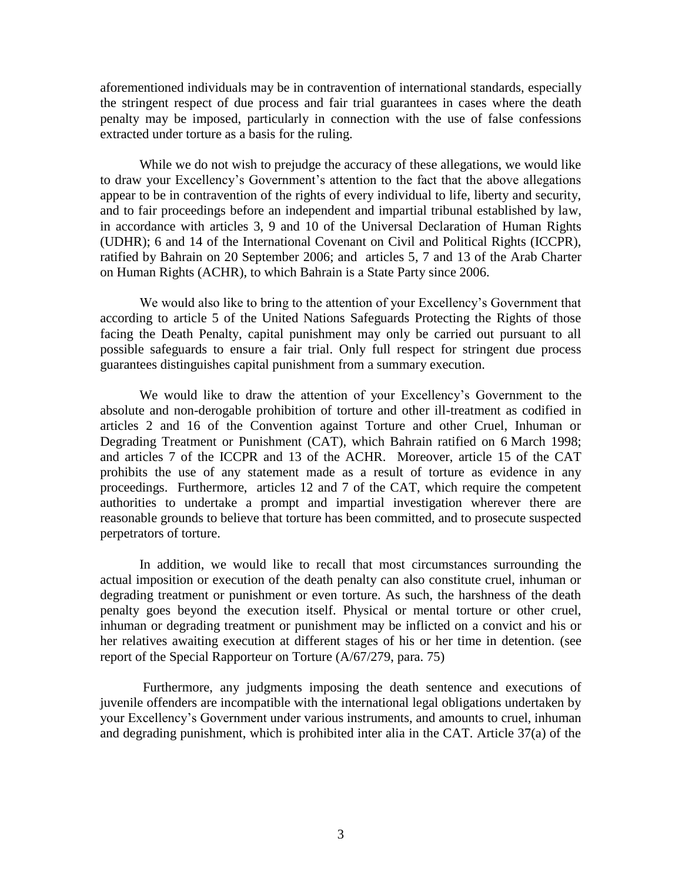aforementioned individuals may be in contravention of international standards, especially the stringent respect of due process and fair trial guarantees in cases where the death penalty may be imposed, particularly in connection with the use of false confessions extracted under torture as a basis for the ruling.

While we do not wish to prejudge the accuracy of these allegations, we would like to draw your Excellency's Government's attention to the fact that the above allegations appear to be in contravention of the rights of every individual to life, liberty and security, and to fair proceedings before an independent and impartial tribunal established by law, in accordance with articles 3, 9 and 10 of the Universal Declaration of Human Rights (UDHR); 6 and 14 of the International Covenant on Civil and Political Rights (ICCPR), ratified by Bahrain on 20 September 2006; and articles 5, 7 and 13 of the Arab Charter on Human Rights (ACHR), to which Bahrain is a State Party since 2006.

We would also like to bring to the attention of your Excellency's Government that according to article 5 of the United Nations Safeguards Protecting the Rights of those facing the Death Penalty, capital punishment may only be carried out pursuant to all possible safeguards to ensure a fair trial. Only full respect for stringent due process guarantees distinguishes capital punishment from a summary execution.

We would like to draw the attention of your Excellency's Government to the absolute and non-derogable prohibition of torture and other ill-treatment as codified in articles 2 and 16 of the Convention against Torture and other Cruel, Inhuman or Degrading Treatment or Punishment (CAT), which Bahrain ratified on 6 March 1998; and articles 7 of the ICCPR and 13 of the ACHR. Moreover, article 15 of the CAT prohibits the use of any statement made as a result of torture as evidence in any proceedings. Furthermore, articles 12 and 7 of the CAT, which require the competent authorities to undertake a prompt and impartial investigation wherever there are reasonable grounds to believe that torture has been committed, and to prosecute suspected perpetrators of torture.

In addition, we would like to recall that most circumstances surrounding the actual imposition or execution of the death penalty can also constitute cruel, inhuman or degrading treatment or punishment or even torture. As such, the harshness of the death penalty goes beyond the execution itself. Physical or mental torture or other cruel, inhuman or degrading treatment or punishment may be inflicted on a convict and his or her relatives awaiting execution at different stages of his or her time in detention. (see report of the Special Rapporteur on Torture (A/67/279, para. 75)

Furthermore, any judgments imposing the death sentence and executions of juvenile offenders are incompatible with the international legal obligations undertaken by your Excellency's Government under various instruments, and amounts to cruel, inhuman and degrading punishment, which is prohibited inter alia in the CAT. Article 37(a) of the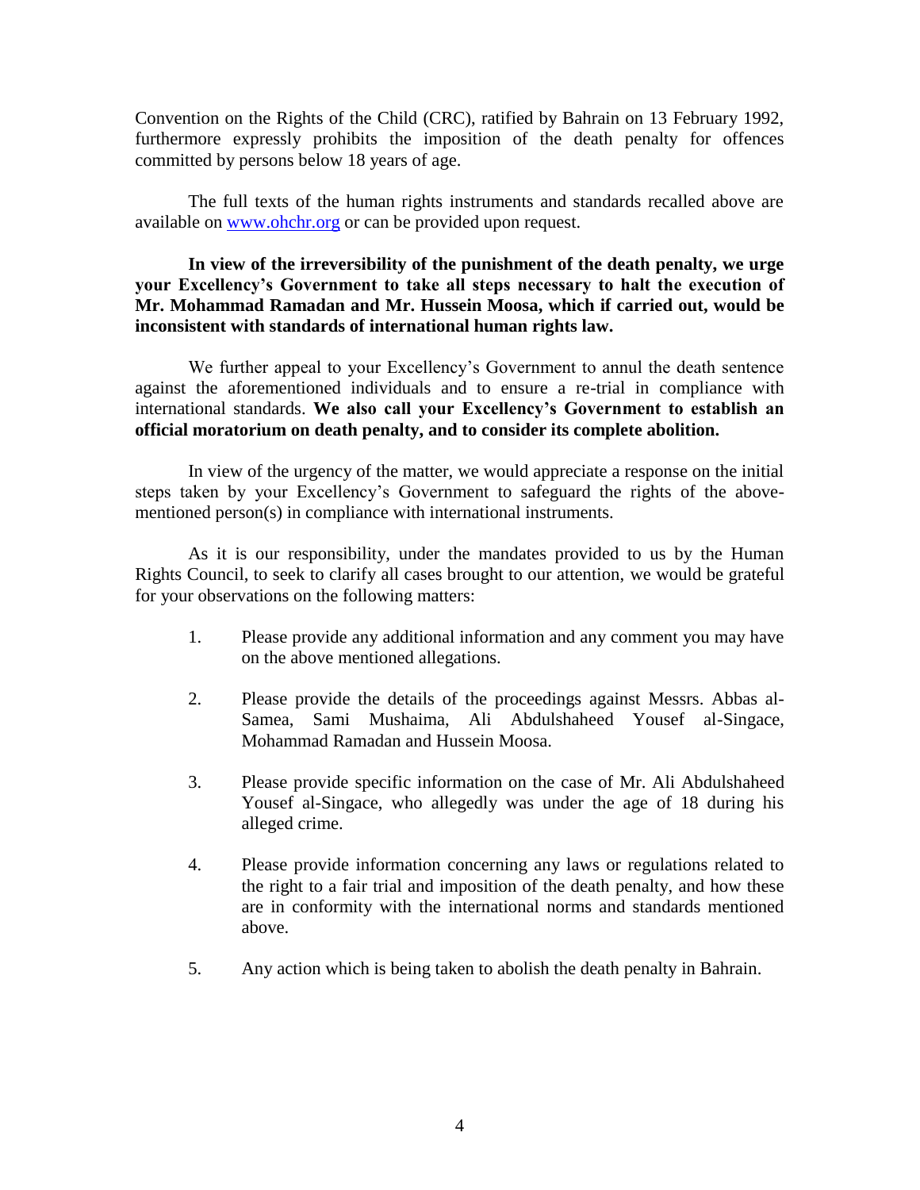Convention on the Rights of the Child (CRC), ratified by Bahrain on 13 February 1992, furthermore expressly prohibits the imposition of the death penalty for offences committed by persons below 18 years of age.

The full texts of the human rights instruments and standards recalled above are available on www.ohchr.org or can be provided upon request.

**In view of the irreversibility of the punishment of the death penalty, we urge your Excellency's Government to take all steps necessary to halt the execution of Mr. Mohammad Ramadan and Mr. Hussein Moosa, which if carried out, would be inconsistent with standards of international human rights law.**

We further appeal to your Excellency's Government to annul the death sentence against the aforementioned individuals and to ensure a re-trial in compliance with international standards. **We also call your Excellency's Government to establish an official moratorium on death penalty, and to consider its complete abolition.**

In view of the urgency of the matter, we would appreciate a response on the initial steps taken by your Excellency's Government to safeguard the rights of the above-mentioned person(s) in compliance with international instruments.

As it is our responsibility, under the mandates provided to us by the Human Rights Council, to seek to clarify all cases brought to our attention, we would be grateful for your observations on the following matters:

1. Please provide any additional information and any comment you may have on the above mentioned allegations.

2. Please provide the details of the proceedings against Messrs. Abbas al-Samea, Sami Mushaima, Ali Abdulshaheed Yousef al-Singace, Mohammad Ramadan and Hussein Moosa.

3. Please provide specific information on the case of Mr. Ali Abdulshaheed Yousef al-Singace, who allegedly was under the age of 18 during his alleged crime.

4. Please provide information concerning any laws or regulations related to the right to a fair trial and imposition of the death penalty, and how these are in conformity with the international norms and standards mentioned above.

5. Any action which is being taken to abolish the death penalty in Bahrain.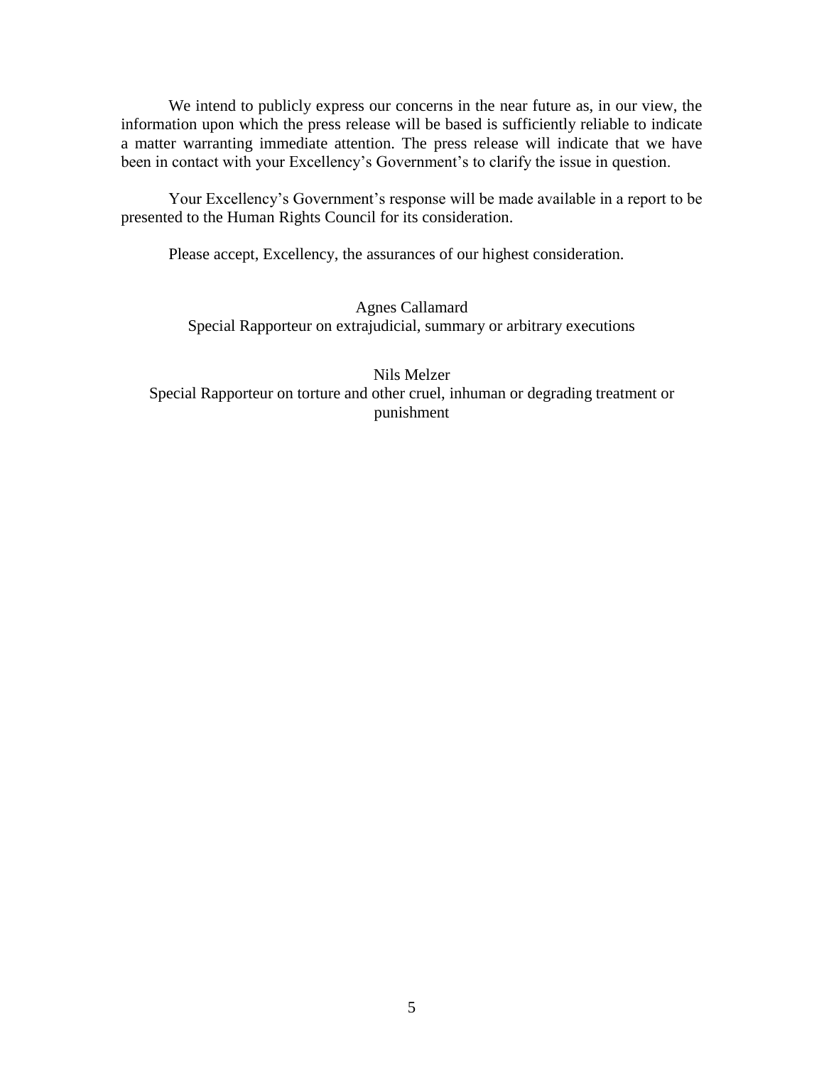We intend to publicly express our concerns in the near future as, in our view, the information upon which the press release will be based is sufficiently reliable to indicate a matter warranting immediate attention. The press release will indicate that we have been in contact with your Excellency's Government's to clarify the issue in question.

Your Excellency's Government's response will be made available in a report to be presented to the Human Rights Council for its consideration.

Please accept, Excellency, the assurances of our highest consideration.

Agnes Callamard
Special Rapporteur on extrajudicial, summary or arbitrary executions

Nils Melzer
Special Rapporteur on torture and other cruel, inhuman or degrading treatment or punishment